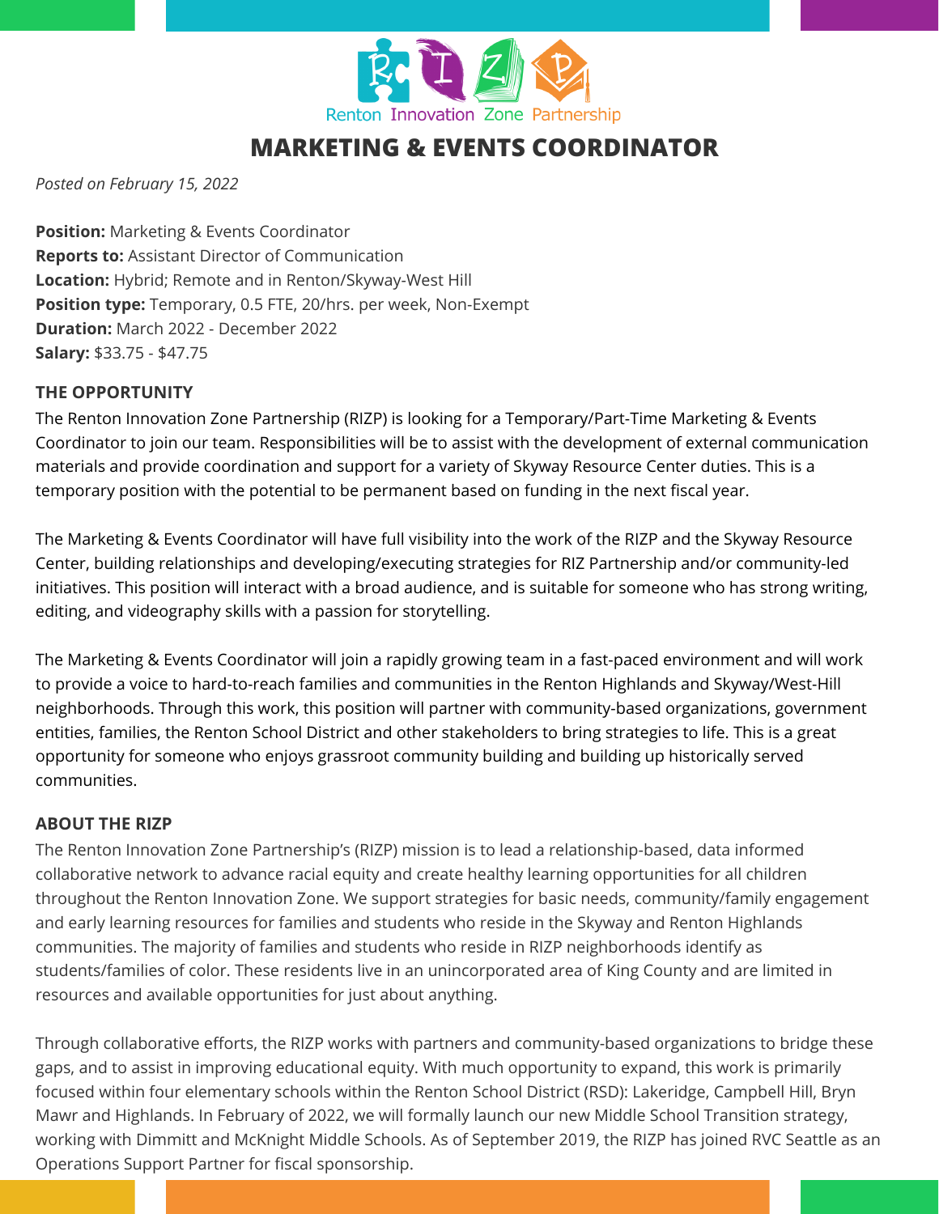Renton Innovation Zone Partnership

# MARKETING & EVENTS COORDINATOR

*Posted on February 15, 2022*

**Position:** Marketing & Events Coordinator
**Reports to:** Assistant Director of Communication
**Location:** Hybrid; Remote and in Renton/Skyway-West Hill
**Position type:** Temporary, 0.5 FTE, 20/hrs. per week, Non-Exempt
**Duration:** March 2022 - December 2022
**Salary:** $33.75 - $47.75

## THE OPPORTUNITY

The Renton Innovation Zone Partnership (RIZP) is looking for a Temporary/Part-Time Marketing & Events Coordinator to join our team. Responsibilities will be to assist with the development of external communication materials and provide coordination and support for a variety of Skyway Resource Center duties. This is a temporary position with the potential to be permanent based on funding in the next fiscal year.

The Marketing & Events Coordinator will have full visibility into the work of the RIZP and the Skyway Resource Center, building relationships and developing/executing strategies for RIZ Partnership and/or community-led initiatives. This position will interact with a broad audience, and is suitable for someone who has strong writing, editing, and videography skills with a passion for storytelling.

The Marketing & Events Coordinator will join a rapidly growing team in a fast-paced environment and will work to provide a voice to hard-to-reach families and communities in the Renton Highlands and Skyway/West-Hill neighborhoods. Through this work, this position will partner with community-based organizations, government entities, families, the Renton School District and other stakeholders to bring strategies to life. This is a great opportunity for someone who enjoys grassroot community building and building up historically served communities.

## ABOUT THE RIZP

The Renton Innovation Zone Partnership's (RIZP) mission is to lead a relationship-based, data informed collaborative network to advance racial equity and create healthy learning opportunities for all children throughout the Renton Innovation Zone. We support strategies for basic needs, community/family engagement and early learning resources for families and students who reside in the Skyway and Renton Highlands communities. The majority of families and students who reside in RIZP neighborhoods identify as students/families of color. These residents live in an unincorporated area of King County and are limited in resources and available opportunities for just about anything.

Through collaborative efforts, the RIZP works with partners and community-based organizations to bridge these gaps, and to assist in improving educational equity. With much opportunity to expand, this work is primarily focused within four elementary schools within the Renton School District (RSD): Lakeridge, Campbell Hill, Bryn Mawr and Highlands. In February of 2022, we will formally launch our new Middle School Transition strategy, working with Dimmitt and McKnight Middle Schools. As of September 2019, the RIZP has joined RVC Seattle as an Operations Support Partner for fiscal sponsorship.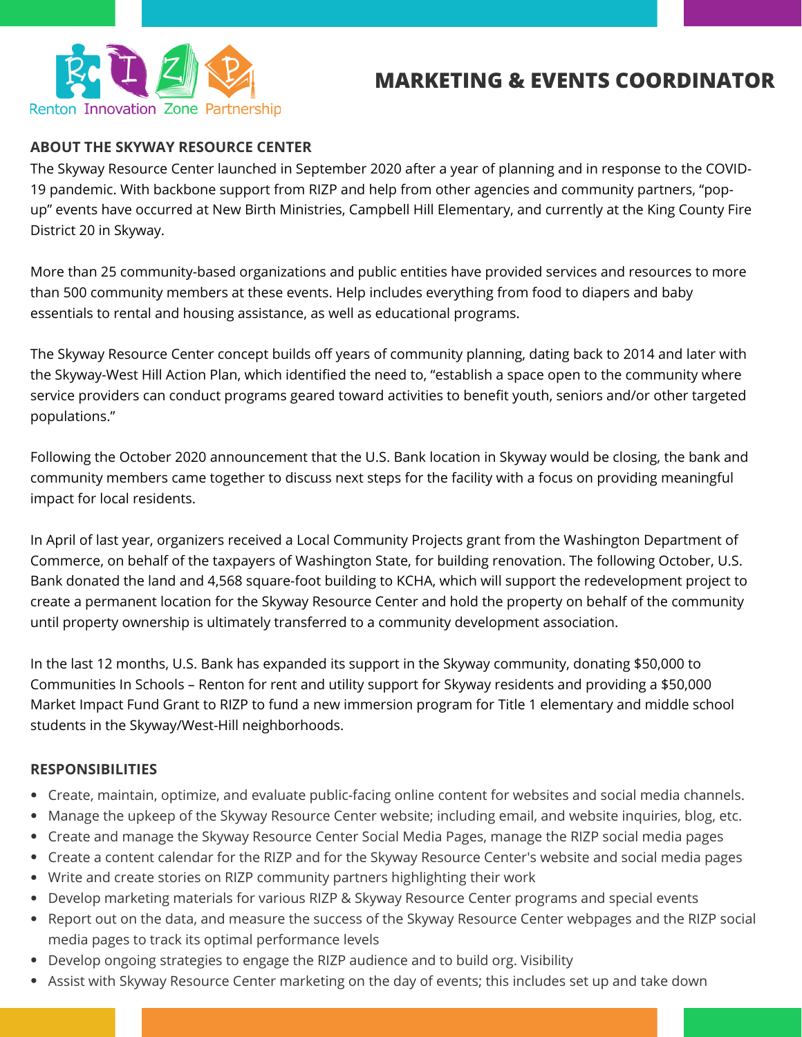Renton Innovation Zone Partnership

# MARKETING & EVENTS COORDINATOR

## ABOUT THE SKYWAY RESOURCE CENTER

The Skyway Resource Center launched in September 2020 after a year of planning and in response to the COVID-19 pandemic. With backbone support from RIZP and help from other agencies and community partners, "pop-up" events have occurred at New Birth Ministries, Campbell Hill Elementary, and currently at the King County Fire District 20 in Skyway.

More than 25 community-based organizations and public entities have provided services and resources to more than 500 community members at these events. Help includes everything from food to diapers and baby essentials to rental and housing assistance, as well as educational programs.

The Skyway Resource Center concept builds off years of community planning, dating back to 2014 and later with the Skyway-West Hill Action Plan, which identified the need to, "establish a space open to the community where service providers can conduct programs geared toward activities to benefit youth, seniors and/or other targeted populations."

Following the October 2020 announcement that the U.S. Bank location in Skyway would be closing, the bank and community members came together to discuss next steps for the facility with a focus on providing meaningful impact for local residents.

In April of last year, organizers received a Local Community Projects grant from the Washington Department of Commerce, on behalf of the taxpayers of Washington State, for building renovation. The following October, U.S. Bank donated the land and 4,568 square-foot building to KCHA, which will support the redevelopment project to create a permanent location for the Skyway Resource Center and hold the property on behalf of the community until property ownership is ultimately transferred to a community development association.

In the last 12 months, U.S. Bank has expanded its support in the Skyway community, donating $50,000 to Communities In Schools – Renton for rent and utility support for Skyway residents and providing a $50,000 Market Impact Fund Grant to RIZP to fund a new immersion program for Title 1 elementary and middle school students in the Skyway/West-Hill neighborhoods.

## RESPONSIBILITIES

- Create, maintain, optimize, and evaluate public-facing online content for websites and social media channels.
- Manage the upkeep of the Skyway Resource Center website; including email, and website inquiries, blog, etc.
- Create and manage the Skyway Resource Center Social Media Pages, manage the RIZP social media pages
- Create a content calendar for the RIZP and for the Skyway Resource Center's website and social media pages
- Write and create stories on RIZP community partners highlighting their work
- Develop marketing materials for various RIZP & Skyway Resource Center programs and special events
- Report out on the data, and measure the success of the Skyway Resource Center webpages and the RIZP social media pages to track its optimal performance levels
- Develop ongoing strategies to engage the RIZP audience and to build org. Visibility
- Assist with Skyway Resource Center marketing on the day of events; this includes set up and take down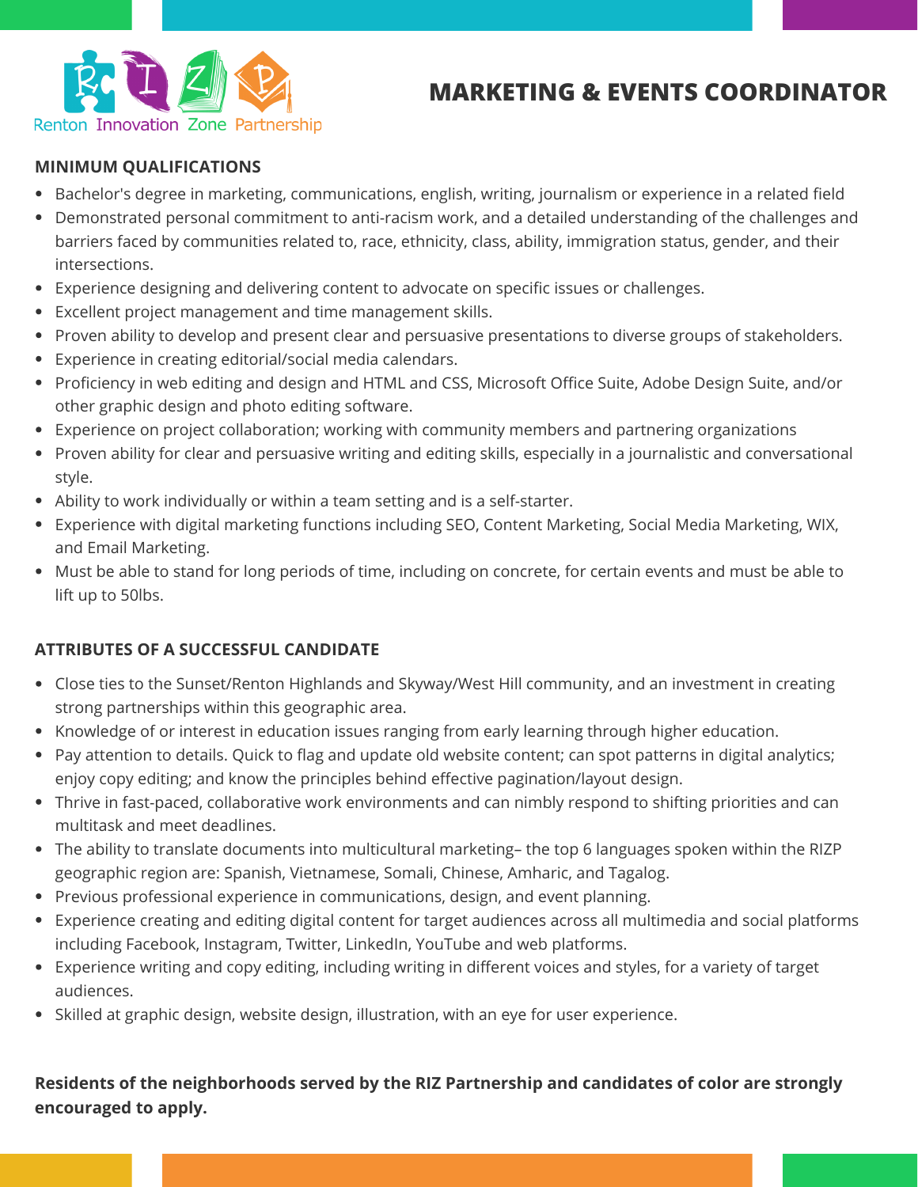Renton Innovation Zone Partnership

# MARKETING & EVENTS COORDINATOR

## MINIMUM QUALIFICATIONS

- Bachelor's degree in marketing, communications, english, writing, journalism or experience in a related field
- Demonstrated personal commitment to anti-racism work, and a detailed understanding of the challenges and barriers faced by communities related to, race, ethnicity, class, ability, immigration status, gender, and their intersections.
- Experience designing and delivering content to advocate on specific issues or challenges.
- Excellent project management and time management skills.
- Proven ability to develop and present clear and persuasive presentations to diverse groups of stakeholders.
- Experience in creating editorial/social media calendars.
- Proficiency in web editing and design and HTML and CSS, Microsoft Office Suite, Adobe Design Suite, and/or other graphic design and photo editing software.
- Experience on project collaboration; working with community members and partnering organizations
- Proven ability for clear and persuasive writing and editing skills, especially in a journalistic and conversational style.
- Ability to work individually or within a team setting and is a self-starter.
- Experience with digital marketing functions including SEO, Content Marketing, Social Media Marketing, WIX, and Email Marketing.
- Must be able to stand for long periods of time, including on concrete, for certain events and must be able to lift up to 50lbs.

## ATTRIBUTES OF A SUCCESSFUL CANDIDATE

- Close ties to the Sunset/Renton Highlands and Skyway/West Hill community, and an investment in creating strong partnerships within this geographic area.
- Knowledge of or interest in education issues ranging from early learning through higher education.
- Pay attention to details. Quick to flag and update old website content; can spot patterns in digital analytics; enjoy copy editing; and know the principles behind effective pagination/layout design.
- Thrive in fast-paced, collaborative work environments and can nimbly respond to shifting priorities and can multitask and meet deadlines.
- The ability to translate documents into multicultural marketing– the top 6 languages spoken within the RIZP geographic region are: Spanish, Vietnamese, Somali, Chinese, Amharic, and Tagalog.
- Previous professional experience in communications, design, and event planning.
- Experience creating and editing digital content for target audiences across all multimedia and social platforms including Facebook, Instagram, Twitter, LinkedIn, YouTube and web platforms.
- Experience writing and copy editing, including writing in different voices and styles, for a variety of target audiences.
- Skilled at graphic design, website design, illustration, with an eye for user experience.

**Residents of the neighborhoods served by the RIZ Partnership and candidates of color are strongly encouraged to apply.**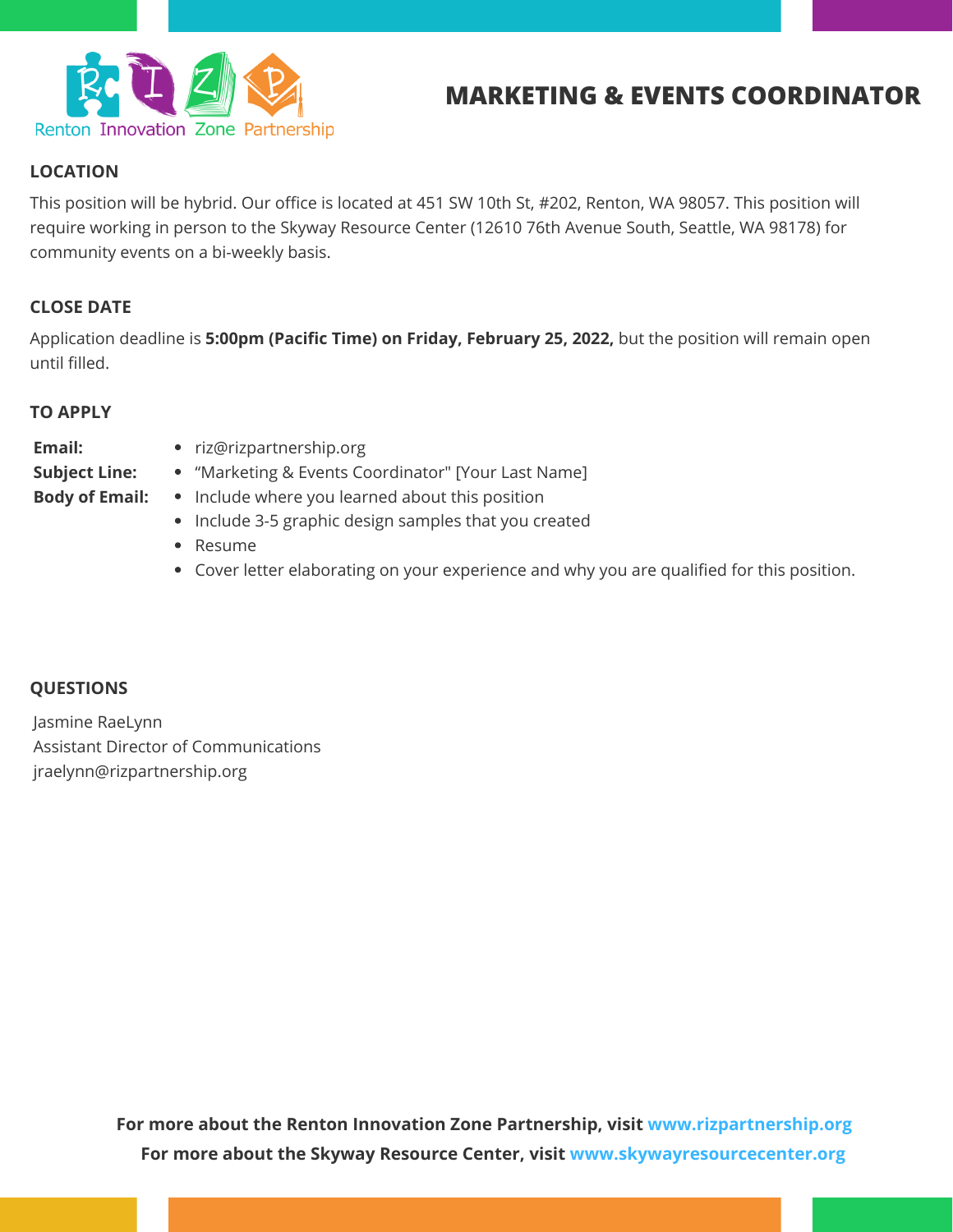Renton Innovation Zone Partnership

# MARKETING & EVENTS COORDINATOR

## LOCATION

This position will be hybrid. Our office is located at 451 SW 10th St, #202, Renton, WA 98057. This position will require working in person to the Skyway Resource Center (12610 76th Avenue South, Seattle, WA 98178) for community events on a bi-weekly basis.

## CLOSE DATE

Application deadline is **5:00pm (Pacific Time) on Friday, February 25, 2022,** but the position will remain open until filled.

## TO APPLY

**Email:**
- riz@rizpartnership.org

**Subject Line:**
- "Marketing & Events Coordinator" [Your Last Name]

**Body of Email:**
- Include where you learned about this position
- Include 3-5 graphic design samples that you created
- Resume
- Cover letter elaborating on your experience and why you are qualified for this position.

## QUESTIONS

Jasmine RaeLynn
Assistant Director of Communications
jraelynn@rizpartnership.org

**For more about the Renton Innovation Zone Partnership, visit www.rizpartnership.org**
**For more about the Skyway Resource Center, visit www.skywayresourcecenter.org**